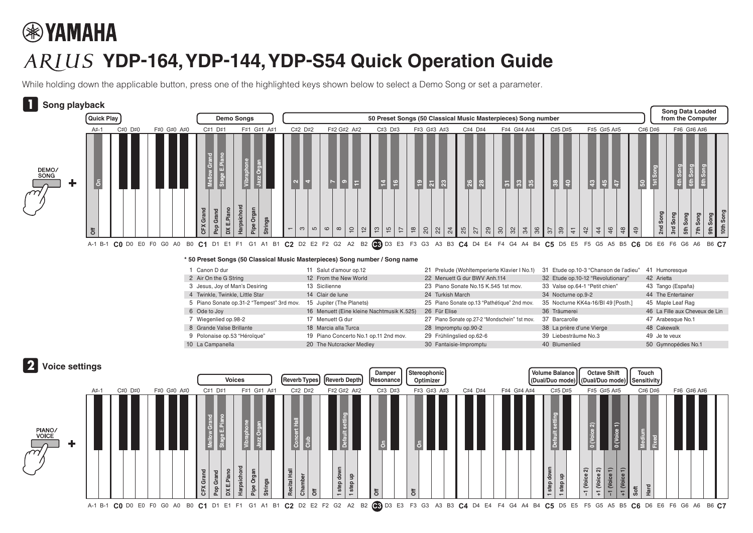# YAMAHA

# ARIUS YDP-164, YDP-144, YDP-S54 Quick Operation Guide

While holding down the applicable button, press one of the highlighted keys shown below to select a Demo Song or set a parameter.

## 1 Song playback

DEMO/SONG +

| Function | Key | Setting |
|---|---|---|
| Quick Play | A-1 | Off |
| Quick Play | A#-1 | On |
| Demo Songs | C1 | CFX Grand |
| Demo Songs | C#1 | Mellow Grand |
| Demo Songs | D1 | Pop Grand |
| Demo Songs | D#1 | Stage E.Piano |
| Demo Songs | E1 | DX E.Piano |
| Demo Songs | F1 | Harpsichord |
| Demo Songs | F#1 | Vibraphone |
| Demo Songs | G1 | Pipe Organ |
| Demo Songs | G#1 | Jazz Organ |
| Demo Songs | A1 | Strings |
| 50 Preset Songs (50 Classical Music Masterpieces) Song number | C2–C#6 | 1–50 |
| Song Data Loaded from the Computer | D6 | 1st Song |
| Song Data Loaded from the Computer | E6 | 2nd Song |
| Song Data Loaded from the Computer | F6 | 3rd Song |
| Song Data Loaded from the Computer | F#6 | 4th Song |
| Song Data Loaded from the Computer | G6 | 5th Song |
| Song Data Loaded from the Computer | G#6 | 6th Song |
| Song Data Loaded from the Computer | A6 | 7th Song |
| Song Data Loaded from the Computer | A#6 | 8th Song |
| Song Data Loaded from the Computer | B6 | 9th Song |
| Song Data Loaded from the Computer | C7 | 10th Song |

**\* 50 Preset Songs (50 Classical Music Masterpieces) Song number / Song name**

| | | | | |
|---|---|---|---|---|
| 1 Canon D dur | 11 Salut d'amour op.12 | 21 Prelude (Wohltemperierte Klavier I No.1) | 31 Etude op.10-3 "Chanson de l'adieu" | 41 Humoresque |
| 2 Air On the G String | 12 From the New World | 22 Menuett G dur BWV Anh.114 | 32 Etude op.10-12 "Revolutionary" | 42 Arietta |
| 3 Jesus, Joy of Man's Desiring | 13 Sicilienne | 23 Piano Sonate No.15 K.545 1st mov. | 33 Valse op.64-1 "Petit chien" | 43 Tango (España) |
| 4 Twinkle, Twinkle, Little Star | 14 Clair de lune | 24 Turkish March | 34 Nocturne op.9-2 | 44 The Entertainer |
| 5 Piano Sonate op.31-2 "Tempest" 3rd mov. | 15 Jupiter (The Planets) | 25 Piano Sonate op.13 "Pathétique" 2nd mov. | 35 Nocturne KK4a-16/BI 49 [Posth.] | 45 Maple Leaf Rag |
| 6 Ode to Joy | 16 Menuett (Eine kleine Nachtmusik K.525) | 26 Für Elise | 36 Träumerei | 46 La Fille aux Cheveux de Lin |
| 7 Wiegenlied op.98-2 | 17 Menuett G dur | 27 Piano Sonate op.27-2 "Mondschein" 1st mov. | 37 Barcarolle | 47 Arabesque No.1 |
| 8 Grande Valse Brillante | 18 Marcia alla Turca | 28 Impromptu op.90-2 | 38 La prière d'une Vierge | 48 Cakewalk |
| 9 Polonaise op.53 "Héroïque" | 19 Piano Concerto No.1 op.11 2nd mov. | 29 Frühlingslied op.62-6 | 39 Liebesträume No.3 | 49 Je te veux |
| 10 La Campanella | 20 The Nutcracker Medley | 30 Fantaisie-Impromptu | 40 Blumenlied | 50 Gymnopédies No.1 |

## 2 Voice settings

PIANO/VOICE +

| Function | Key | Setting |
|---|---|---|
| Voices | C1 | CFX Grand |
| Voices | C#1 | Mellow Grand |
| Voices | D1 | Pop Grand |
| Voices | D#1 | Stage E.Piano |
| Voices | E1 | DX E.Piano |
| Voices | F1 | Harpsichord |
| Voices | F#1 | Vibraphone |
| Voices | G1 | Pipe Organ |
| Voices | G#1 | Jazz Organ |
| Voices | A1 | Strings |
| Reverb Types | C2 | Recital Hall |
| Reverb Types | C#2 | Concert Hall |
| Reverb Types | D2 | Chamber |
| Reverb Types | D#2 | Club |
| Reverb Types | E2 | Off |
| Reverb Depth | G2 | 1 step down |
| Reverb Depth | G#2 | Default setting |
| Reverb Depth | A2 | 1 step up |
| Damper Resonance | C3 | Off |
| Damper Resonance | C#3 | On |
| Stereophonic Optimizer | F3 | Off |
| Stereophonic Optimizer | F#3 | On |
| Volume Balance (Dual/Duo mode) | C5 | 1 step down |
| Volume Balance (Dual/Duo mode) | C#5 | Default setting |
| Volume Balance (Dual/Duo mode) | D5 | 1 step up |
| Octave Shift (Dual/Duo mode) | F5 | −1 (Voice 2) |
| Octave Shift (Dual/Duo mode) | F#5 | 0 (Voice 2) |
| Octave Shift (Dual/Duo mode) | G5 | +1 (Voice 2) |
| Octave Shift (Dual/Duo mode) | A5 | −1 (Voice 1) |
| Octave Shift (Dual/Duo mode) | A#5 | 0 (Voice 1) |
| Octave Shift (Dual/Duo mode) | B5 | +1 (Voice 1) |
| Touch Sensitivity | C6 | Soft |
| Touch Sensitivity | C#6 | Medium |
| Touch Sensitivity | D6 | Hard |
| Touch Sensitivity | D#6 | Fixed |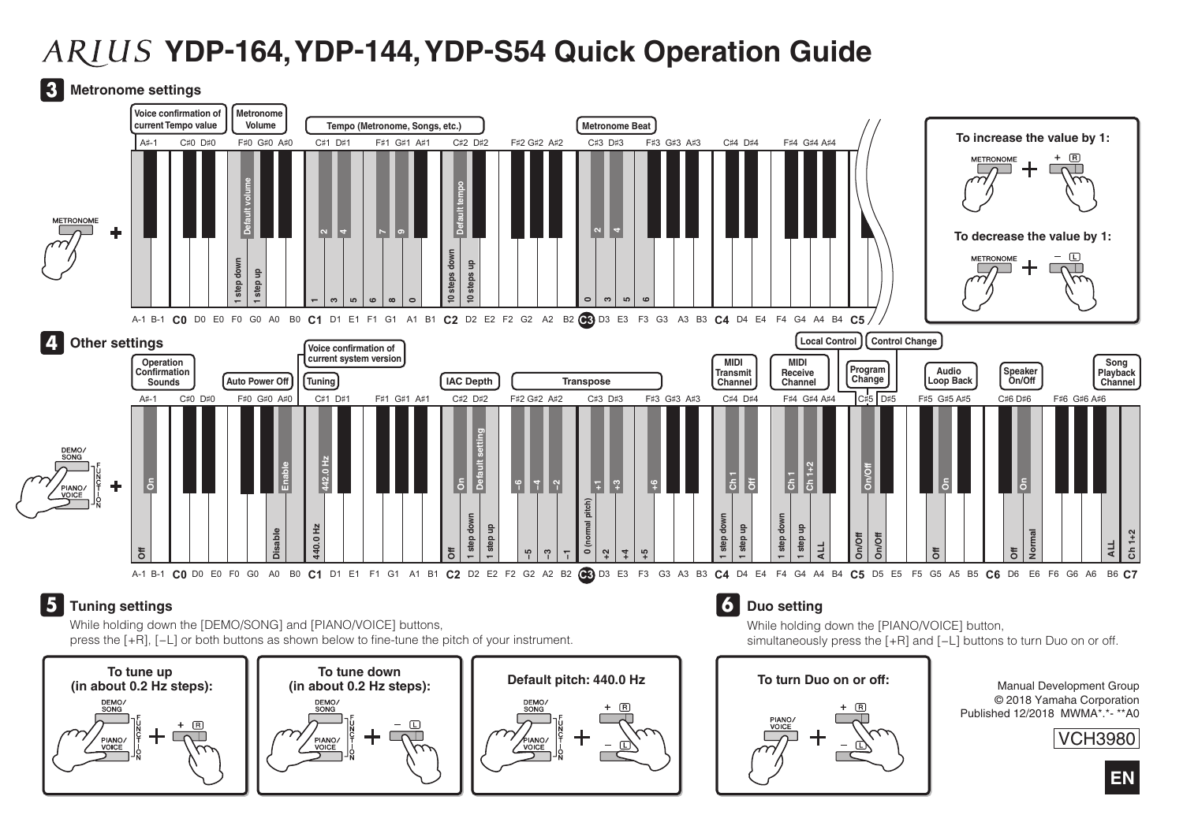# ARIUS YDP-164, YDP-144, YDP-S54 Quick Operation Guide

## 3 Metronome settings

METRONOME +

Voice confirmation of current Tempo value

Metronome Volume

Tempo (Metronome, Songs, etc.)

Metronome Beat

A♯-1 C♯0 D♯0 F♯0 G♯0 A♯0 C♯1 D♯1 F♯1 G♯1 A♯1 C♯2 D♯2 F♯2 G♯2 A♯2 C♯3 D♯3 F♯3 G♯3 A♯3 C♯4 D♯4 F♯4 G♯4 A♯4

Default volume

1 step down

1 step up

2 4 7 9

1 3 5 6 8 0

Default tempo

10 steps down

10 steps up

2 4

0 3 5 6

A-1 B-1 C0 D0 E0 F0 G0 A0 B0 C1 D1 E1 F1 G1 A1 B1 C2 D2 E2 F2 G2 A2 B2 C3 D3 E3 F3 G3 A3 B3 C4 D4 E4 F4 G4 A4 B4 C5

To increase the value by 1:

METRONOME + + R

To decrease the value by 1:

METRONOME + − L

## 4 Other settings

DEMO/SONG FUNCTION PIANO/VOICE +

Operation Confirmation Sounds

Auto Power Off

Voice confirmation of current system version

Tuning

IAC Depth

Transpose

MIDI Transmit Channel

MIDI Receive Channel

Local Control

Program Change

Control Change

Audio Loop Back

Speaker On/Off

Song Playback Channel

A♯-1 C♯0 D♯0 F♯0 G♯0 A♯0 C♯1 D♯1 F♯1 G♯1 A♯1 C♯2 D♯2 F♯2 G♯2 A♯2 C♯3 D♯3 F♯3 G♯3 A♯3 C♯4 D♯4 F♯4 G♯4 A♯4 C♯5 D♯5 F♯5 G♯5 A♯5 C♯6 D♯6 F♯6 G♯6 A♯6

On

Off

Enable

Disable

442.0 Hz

440.0 Hz

On

Default setting

Off

1 step down

1 step up

−6 −4 −2

−5 −3 −1

0 (normal pitch)

+1 +3 +6

+2 +4 +5

Ch 1

Off

1 step down

1 step up

Ch 1

Ch 1+2

1 step down

1 step up

ALL

On/Off

On/Off

On/Off

On

Off

On

Off

Normal

ALL

Ch 1+2

A-1 B-1 C0 D0 E0 F0 G0 A0 B0 C1 D1 E1 F1 G1 A1 B1 C2 D2 E2 F2 G2 A2 B2 C3 D3 E3 F3 G3 A3 B3 C4 D4 E4 F4 G4 A4 B4 C5 D5 E5 F5 G5 A5 B5 C6 D6 E6 F6 G6 A6 B6 C7

## 5 Tuning settings

While holding down the [DEMO/SONG] and [PIANO/VOICE] buttons, press the [+R], [−L] or both buttons as shown below to fine-tune the pitch of your instrument.

**To tune up (in about 0.2 Hz steps):**

DEMO/SONG FUNCTION PIANO/VOICE + + R

**To tune down (in about 0.2 Hz steps):**

DEMO/SONG FUNCTION PIANO/VOICE + − L

**Default pitch: 440.0 Hz**

DEMO/SONG FUNCTION PIANO/VOICE + + R − L

## 6 Duo setting

While holding down the [PIANO/VOICE] button, simultaneously press the [+R] and [−L] buttons to turn Duo on or off.

**To turn Duo on or off:**

PIANO/VOICE + + R − L

Manual Development Group
© 2018 Yamaha Corporation
Published 12/2018 MWMA*.*- **A0

VCH3980

EN